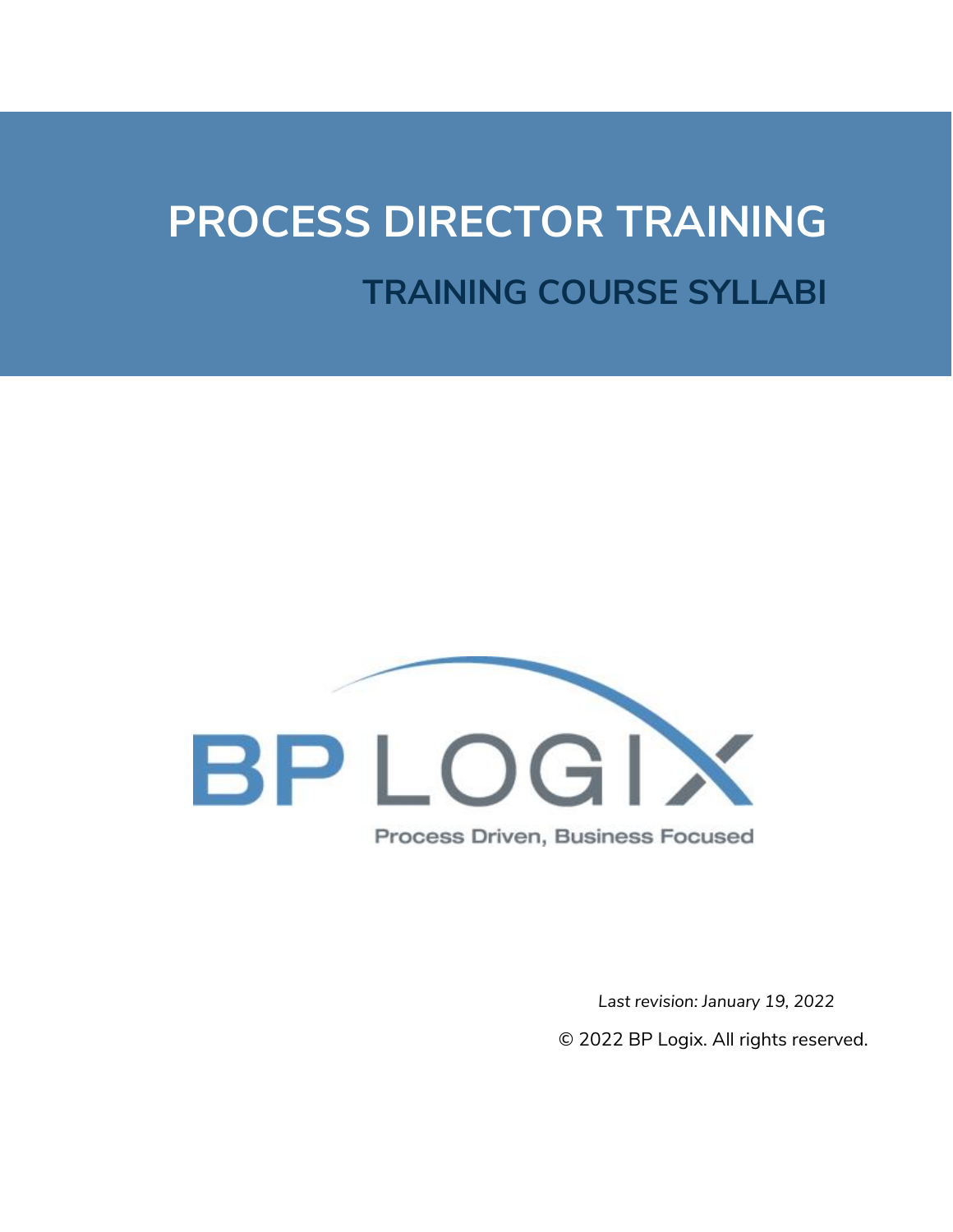# PROCESS DIRECTOR TRAINING

## TRAINING COURSE SYLLABI

BP LOGIX

Process Driven, Business Focused

*Last revision: January 19, 2022*

© 2022 BP Logix. All rights reserved.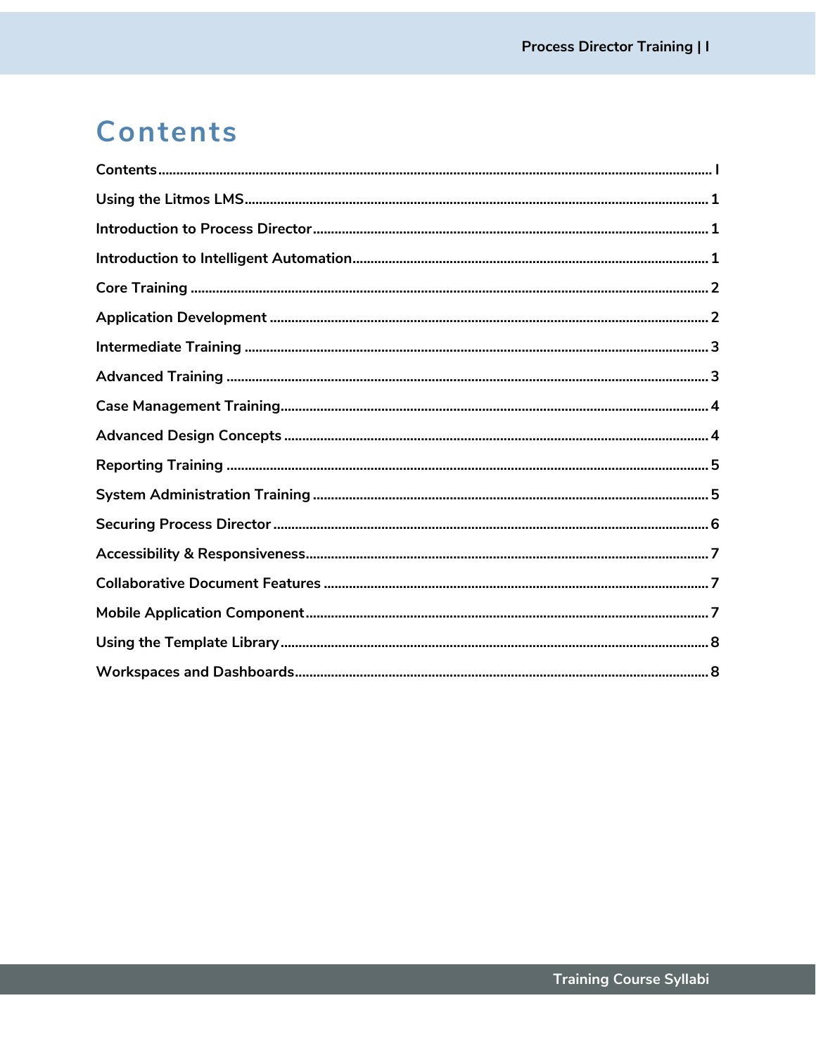# Contents

Contents ........................................................................................................ I

Using the Litmos LMS ........................................................................................................ 1

Introduction to Process Director ........................................................................................................ 1

Introduction to Intelligent Automation ........................................................................................................ 1

Core Training ........................................................................................................ 2

Application Development ........................................................................................................ 2

Intermediate Training ........................................................................................................ 3

Advanced Training ........................................................................................................ 3

Case Management Training ........................................................................................................ 4

Advanced Design Concepts ........................................................................................................ 4

Reporting Training ........................................................................................................ 5

System Administration Training ........................................................................................................ 5

Securing Process Director ........................................................................................................ 6

Accessibility & Responsiveness ........................................................................................................ 7

Collaborative Document Features ........................................................................................................ 7

Mobile Application Component ........................................................................................................ 7

Using the Template Library ........................................................................................................ 8

Workspaces and Dashboards ........................................................................................................ 8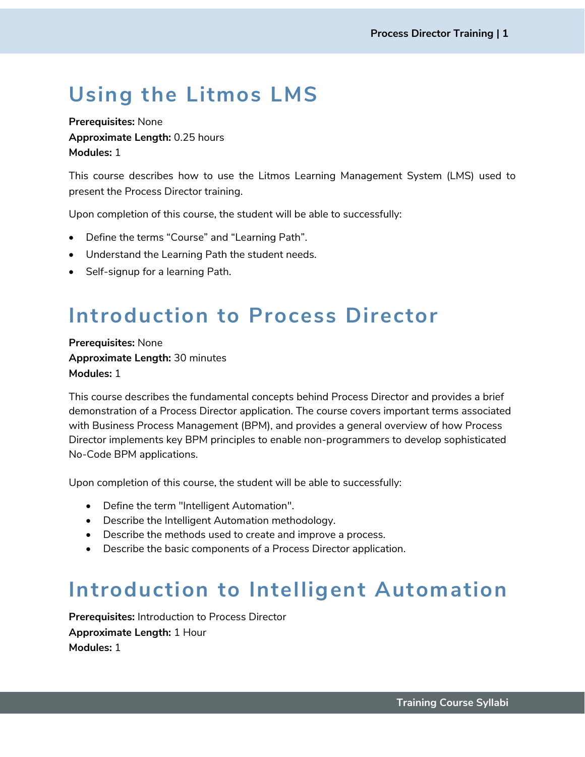# Using the Litmos LMS

**Prerequisites:** None
**Approximate Length:** 0.25 hours
**Modules:** 1

This course describes how to use the Litmos Learning Management System (LMS) used to present the Process Director training.

Upon completion of this course, the student will be able to successfully:

- Define the terms "Course" and "Learning Path".
- Understand the Learning Path the student needs.
- Self-signup for a learning Path.

# Introduction to Process Director

**Prerequisites:** None
**Approximate Length:** 30 minutes
**Modules:** 1

This course describes the fundamental concepts behind Process Director and provides a brief demonstration of a Process Director application. The course covers important terms associated with Business Process Management (BPM), and provides a general overview of how Process Director implements key BPM principles to enable non-programmers to develop sophisticated No-Code BPM applications.

Upon completion of this course, the student will be able to successfully:

- Define the term "Intelligent Automation".
- Describe the Intelligent Automation methodology.
- Describe the methods used to create and improve a process.
- Describe the basic components of a Process Director application.

# Introduction to Intelligent Automation

**Prerequisites:** Introduction to Process Director
**Approximate Length:** 1 Hour
**Modules:** 1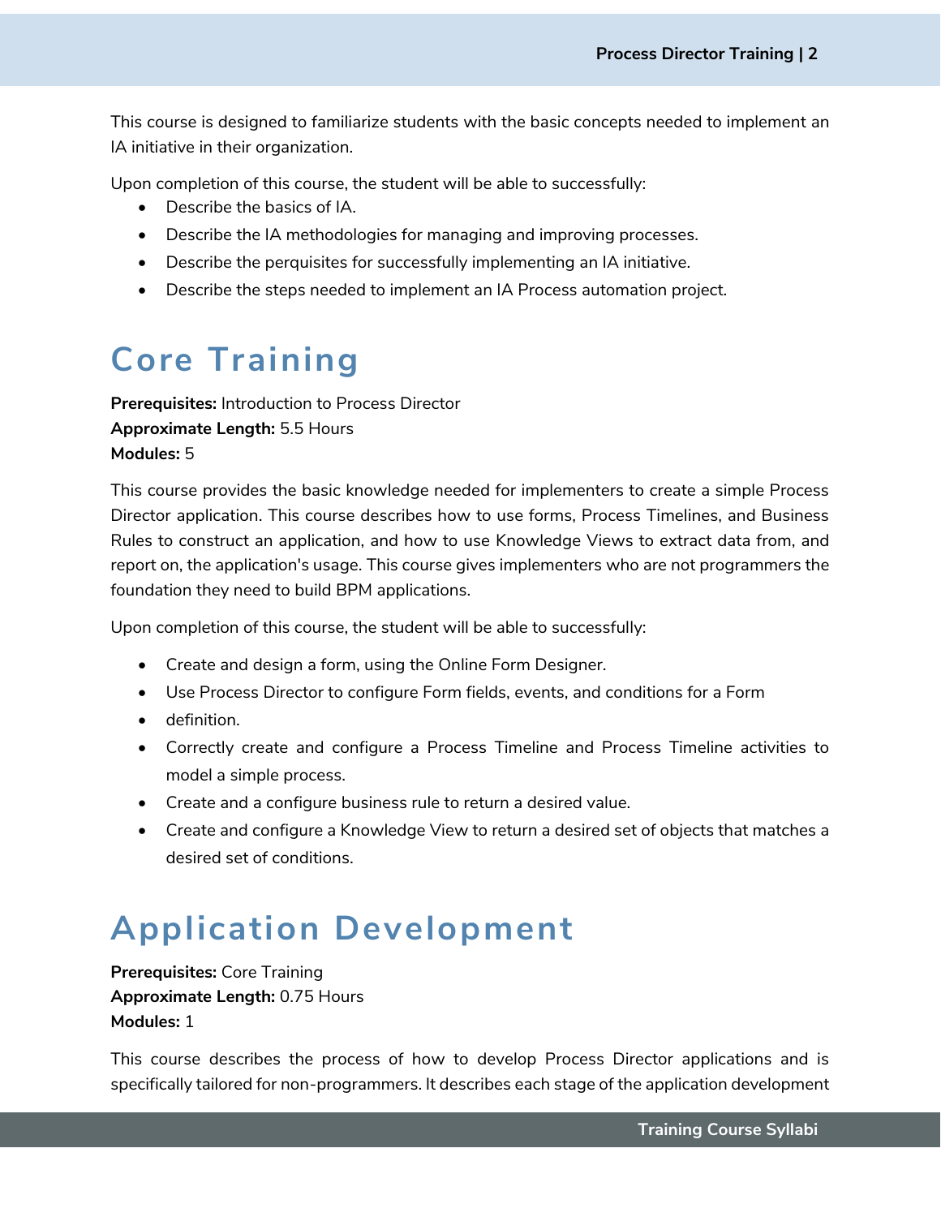This course is designed to familiarize students with the basic concepts needed to implement an IA initiative in their organization.

Upon completion of this course, the student will be able to successfully:

- Describe the basics of IA.
- Describe the IA methodologies for managing and improving processes.
- Describe the perquisites for successfully implementing an IA initiative.
- Describe the steps needed to implement an IA Process automation project.

# Core Training

**Prerequisites:** Introduction to Process Director
**Approximate Length:** 5.5 Hours
**Modules:** 5

This course provides the basic knowledge needed for implementers to create a simple Process Director application. This course describes how to use forms, Process Timelines, and Business Rules to construct an application, and how to use Knowledge Views to extract data from, and report on, the application's usage. This course gives implementers who are not programmers the foundation they need to build BPM applications.

Upon completion of this course, the student will be able to successfully:

- Create and design a form, using the Online Form Designer.
- Use Process Director to configure Form fields, events, and conditions for a Form
- definition.
- Correctly create and configure a Process Timeline and Process Timeline activities to model a simple process.
- Create and a configure business rule to return a desired value.
- Create and configure a Knowledge View to return a desired set of objects that matches a desired set of conditions.

# Application Development

**Prerequisites:** Core Training
**Approximate Length:** 0.75 Hours
**Modules:** 1

This course describes the process of how to develop Process Director applications and is specifically tailored for non-programmers. It describes each stage of the application development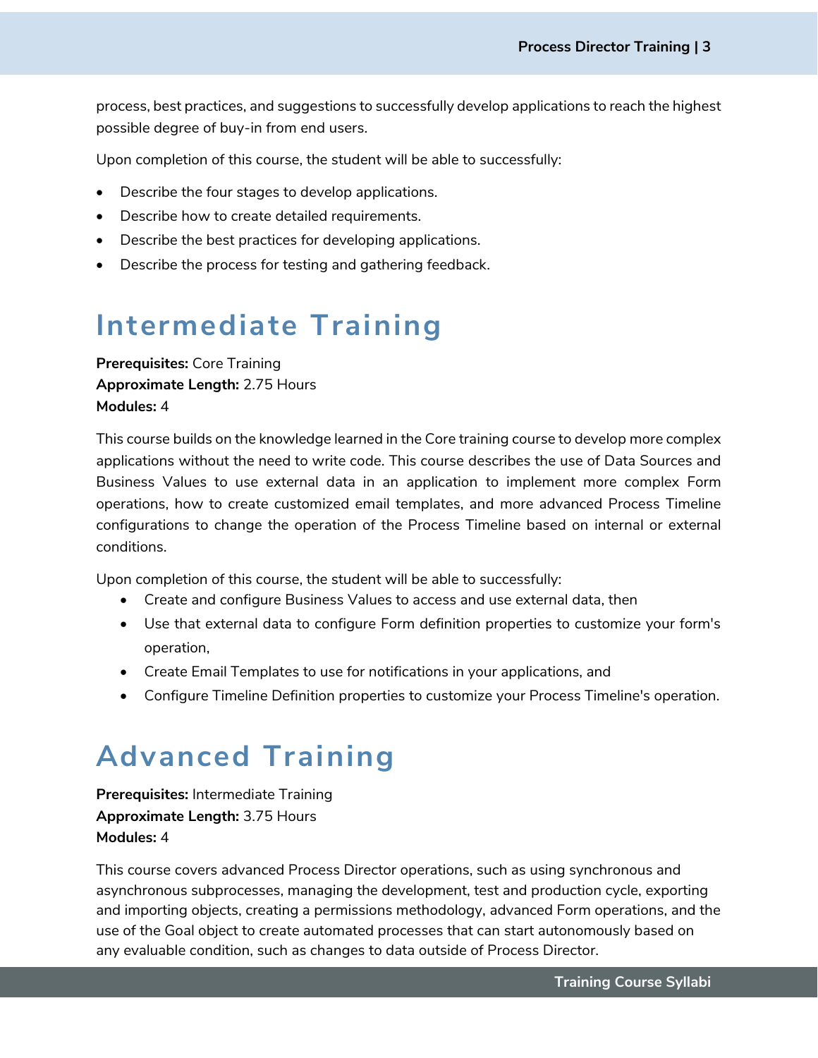process, best practices, and suggestions to successfully develop applications to reach the highest possible degree of buy-in from end users.

Upon completion of this course, the student will be able to successfully:

- Describe the four stages to develop applications.
- Describe how to create detailed requirements.
- Describe the best practices for developing applications.
- Describe the process for testing and gathering feedback.

# Intermediate Training

**Prerequisites:** Core Training
**Approximate Length:** 2.75 Hours
**Modules:** 4

This course builds on the knowledge learned in the Core training course to develop more complex applications without the need to write code. This course describes the use of Data Sources and Business Values to use external data in an application to implement more complex Form operations, how to create customized email templates, and more advanced Process Timeline configurations to change the operation of the Process Timeline based on internal or external conditions.

Upon completion of this course, the student will be able to successfully:

- Create and configure Business Values to access and use external data, then
- Use that external data to configure Form definition properties to customize your form's operation,
- Create Email Templates to use for notifications in your applications, and
- Configure Timeline Definition properties to customize your Process Timeline's operation.

# Advanced Training

**Prerequisites:** Intermediate Training
**Approximate Length:** 3.75 Hours
**Modules:** 4

This course covers advanced Process Director operations, such as using synchronous and asynchronous subprocesses, managing the development, test and production cycle, exporting and importing objects, creating a permissions methodology, advanced Form operations, and the use of the Goal object to create automated processes that can start autonomously based on any evaluable condition, such as changes to data outside of Process Director.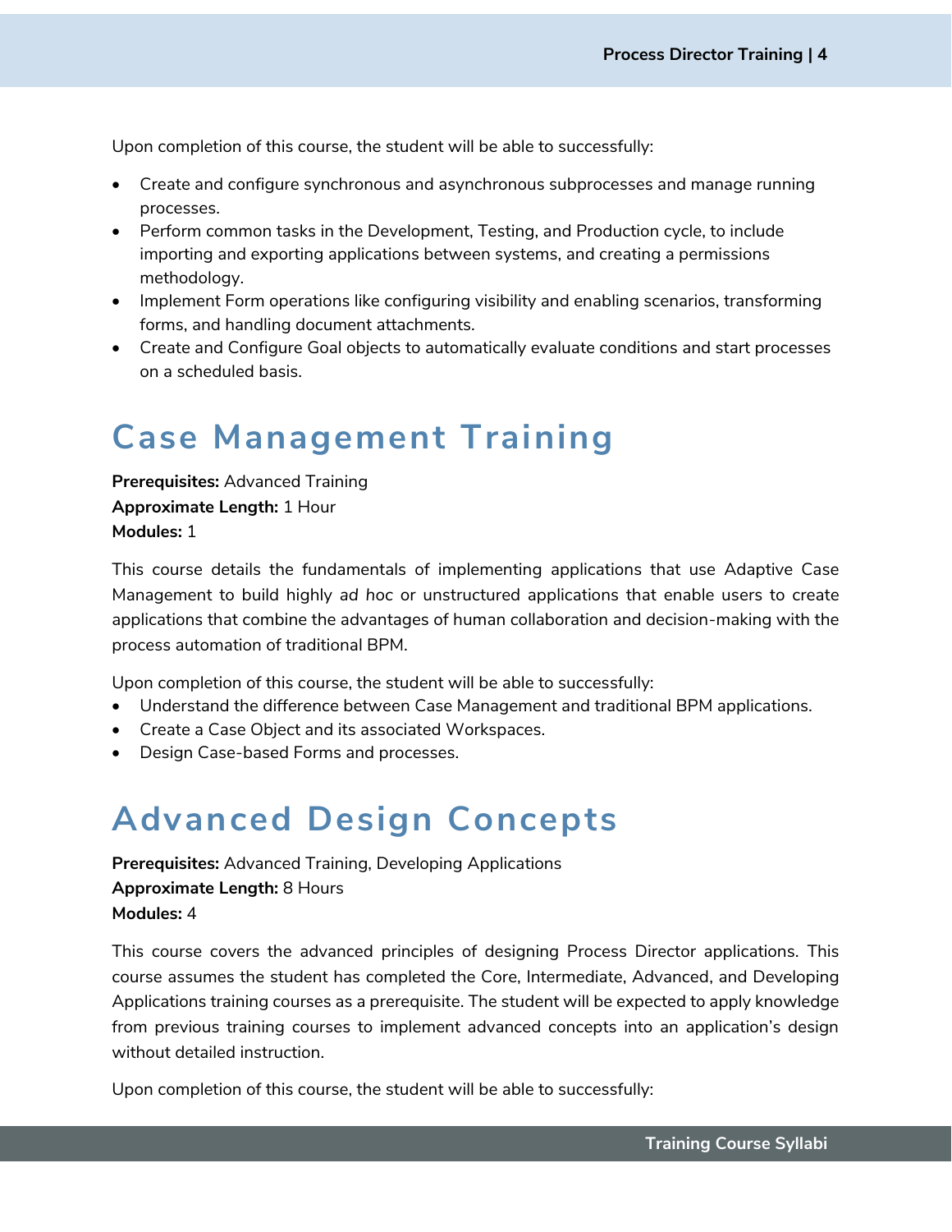Upon completion of this course, the student will be able to successfully:

- Create and configure synchronous and asynchronous subprocesses and manage running processes.
- Perform common tasks in the Development, Testing, and Production cycle, to include importing and exporting applications between systems, and creating a permissions methodology.
- Implement Form operations like configuring visibility and enabling scenarios, transforming forms, and handling document attachments.
- Create and Configure Goal objects to automatically evaluate conditions and start processes on a scheduled basis.

# Case Management Training

**Prerequisites:** Advanced Training
**Approximate Length:** 1 Hour
**Modules:** 1

This course details the fundamentals of implementing applications that use Adaptive Case Management to build highly *ad hoc* or unstructured applications that enable users to create applications that combine the advantages of human collaboration and decision-making with the process automation of traditional BPM.

Upon completion of this course, the student will be able to successfully:

- Understand the difference between Case Management and traditional BPM applications.
- Create a Case Object and its associated Workspaces.
- Design Case-based Forms and processes.

# Advanced Design Concepts

**Prerequisites:** Advanced Training, Developing Applications
**Approximate Length:** 8 Hours
**Modules:** 4

This course covers the advanced principles of designing Process Director applications. This course assumes the student has completed the Core, Intermediate, Advanced, and Developing Applications training courses as a prerequisite. The student will be expected to apply knowledge from previous training courses to implement advanced concepts into an application's design without detailed instruction.

Upon completion of this course, the student will be able to successfully: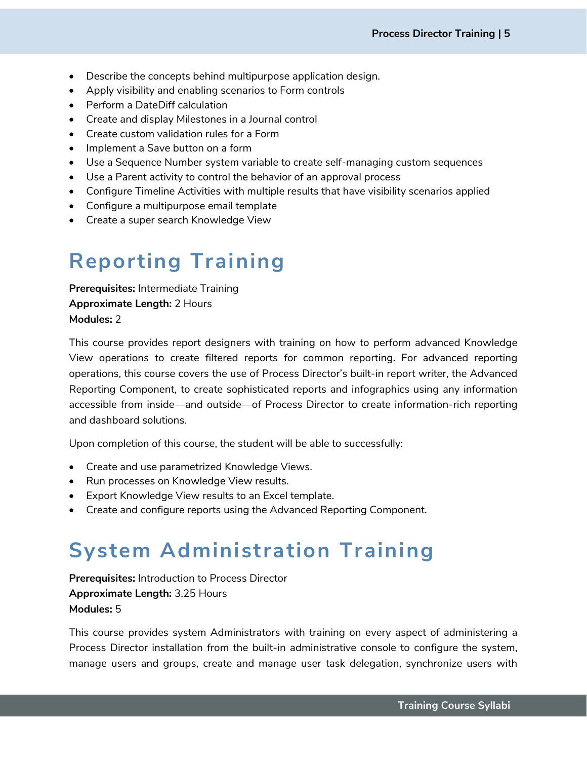- Describe the concepts behind multipurpose application design.
- Apply visibility and enabling scenarios to Form controls
- Perform a DateDiff calculation
- Create and display Milestones in a Journal control
- Create custom validation rules for a Form
- Implement a Save button on a form
- Use a Sequence Number system variable to create self-managing custom sequences
- Use a Parent activity to control the behavior of an approval process
- Configure Timeline Activities with multiple results that have visibility scenarios applied
- Configure a multipurpose email template
- Create a super search Knowledge View

# Reporting Training

**Prerequisites:** Intermediate Training
**Approximate Length:** 2 Hours
**Modules:** 2

This course provides report designers with training on how to perform advanced Knowledge View operations to create filtered reports for common reporting. For advanced reporting operations, this course covers the use of Process Director's built-in report writer, the Advanced Reporting Component, to create sophisticated reports and infographics using any information accessible from inside—and outside—of Process Director to create information-rich reporting and dashboard solutions.

Upon completion of this course, the student will be able to successfully:

- Create and use parametrized Knowledge Views.
- Run processes on Knowledge View results.
- Export Knowledge View results to an Excel template.
- Create and configure reports using the Advanced Reporting Component.

# System Administration Training

**Prerequisites:** Introduction to Process Director
**Approximate Length:** 3.25 Hours
**Modules:** 5

This course provides system Administrators with training on every aspect of administering a Process Director installation from the built-in administrative console to configure the system, manage users and groups, create and manage user task delegation, synchronize users with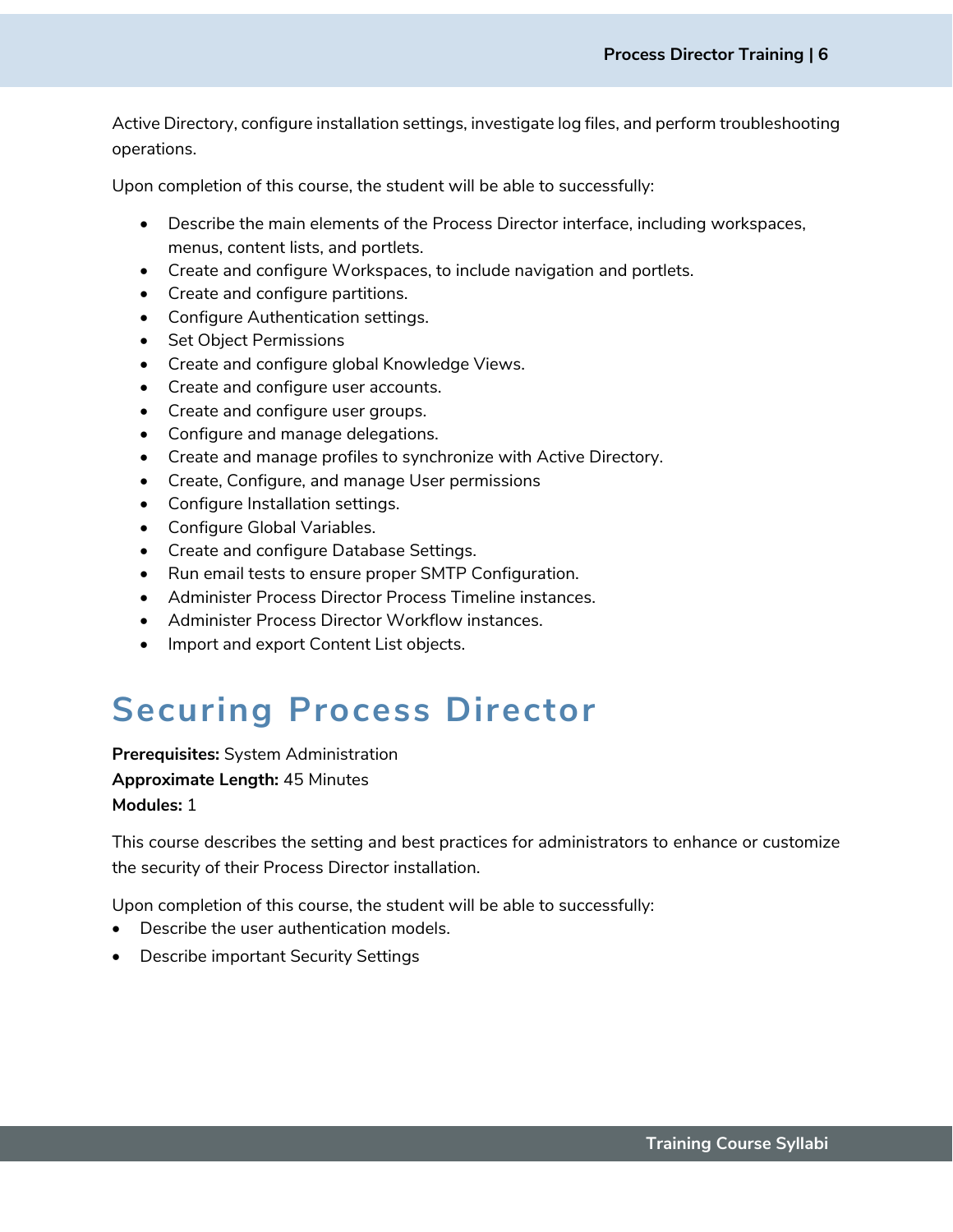Active Directory, configure installation settings, investigate log files, and perform troubleshooting operations.

Upon completion of this course, the student will be able to successfully:

- Describe the main elements of the Process Director interface, including workspaces, menus, content lists, and portlets.
- Create and configure Workspaces, to include navigation and portlets.
- Create and configure partitions.
- Configure Authentication settings.
- Set Object Permissions
- Create and configure global Knowledge Views.
- Create and configure user accounts.
- Create and configure user groups.
- Configure and manage delegations.
- Create and manage profiles to synchronize with Active Directory.
- Create, Configure, and manage User permissions
- Configure Installation settings.
- Configure Global Variables.
- Create and configure Database Settings.
- Run email tests to ensure proper SMTP Configuration.
- Administer Process Director Process Timeline instances.
- Administer Process Director Workflow instances.
- Import and export Content List objects.

# Securing Process Director

**Prerequisites:** System Administration
**Approximate Length:** 45 Minutes
**Modules:** 1

This course describes the setting and best practices for administrators to enhance or customize the security of their Process Director installation.

Upon completion of this course, the student will be able to successfully:

- Describe the user authentication models.
- Describe important Security Settings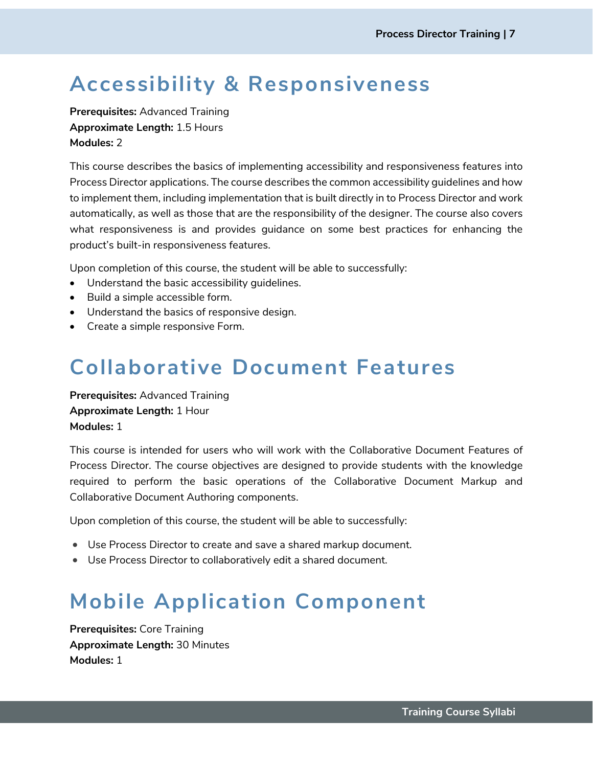# Accessibility & Responsiveness

**Prerequisites:** Advanced Training
**Approximate Length:** 1.5 Hours
**Modules:** 2

This course describes the basics of implementing accessibility and responsiveness features into Process Director applications. The course describes the common accessibility guidelines and how to implement them, including implementation that is built directly in to Process Director and work automatically, as well as those that are the responsibility of the designer. The course also covers what responsiveness is and provides guidance on some best practices for enhancing the product's built-in responsiveness features.

Upon completion of this course, the student will be able to successfully:

- Understand the basic accessibility guidelines.
- Build a simple accessible form.
- Understand the basics of responsive design.
- Create a simple responsive Form.

# Collaborative Document Features

**Prerequisites:** Advanced Training
**Approximate Length:** 1 Hour
**Modules:** 1

This course is intended for users who will work with the Collaborative Document Features of Process Director. The course objectives are designed to provide students with the knowledge required to perform the basic operations of the Collaborative Document Markup and Collaborative Document Authoring components.

Upon completion of this course, the student will be able to successfully:

- Use Process Director to create and save a shared markup document.
- Use Process Director to collaboratively edit a shared document.

# Mobile Application Component

**Prerequisites:** Core Training
**Approximate Length:** 30 Minutes
**Modules:** 1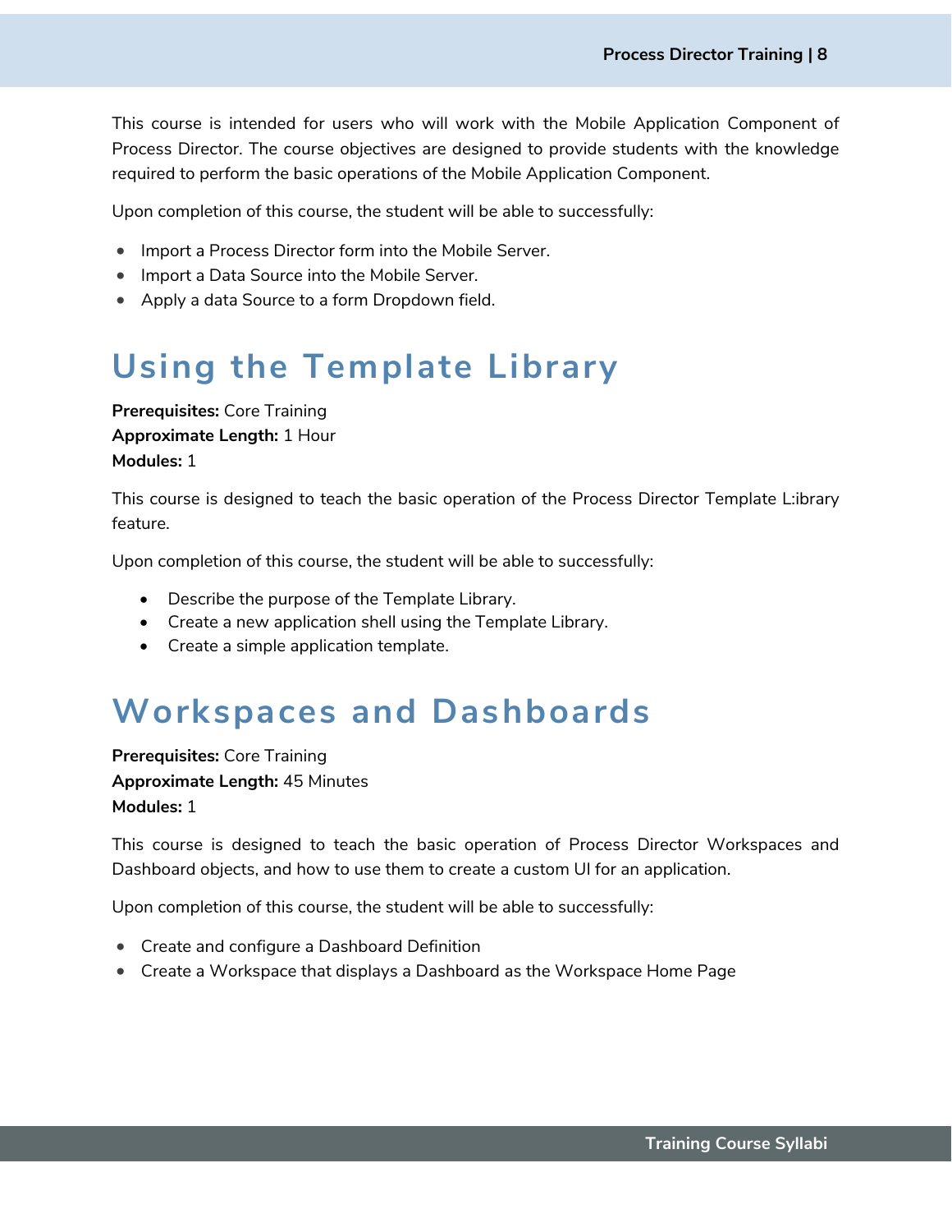This course is intended for users who will work with the Mobile Application Component of Process Director. The course objectives are designed to provide students with the knowledge required to perform the basic operations of the Mobile Application Component.

Upon completion of this course, the student will be able to successfully:

- Import a Process Director form into the Mobile Server.
- Import a Data Source into the Mobile Server.
- Apply a data Source to a form Dropdown field.

# Using the Template Library

**Prerequisites:** Core Training
**Approximate Length:** 1 Hour
**Modules:** 1

This course is designed to teach the basic operation of the Process Director Template L:ibrary feature.

Upon completion of this course, the student will be able to successfully:

- Describe the purpose of the Template Library.
- Create a new application shell using the Template Library.
- Create a simple application template.

# Workspaces and Dashboards

**Prerequisites:** Core Training
**Approximate Length:** 45 Minutes
**Modules:** 1

This course is designed to teach the basic operation of Process Director Workspaces and Dashboard objects, and how to use them to create a custom UI for an application.

Upon completion of this course, the student will be able to successfully:

- Create and configure a Dashboard Definition
- Create a Workspace that displays a Dashboard as the Workspace Home Page